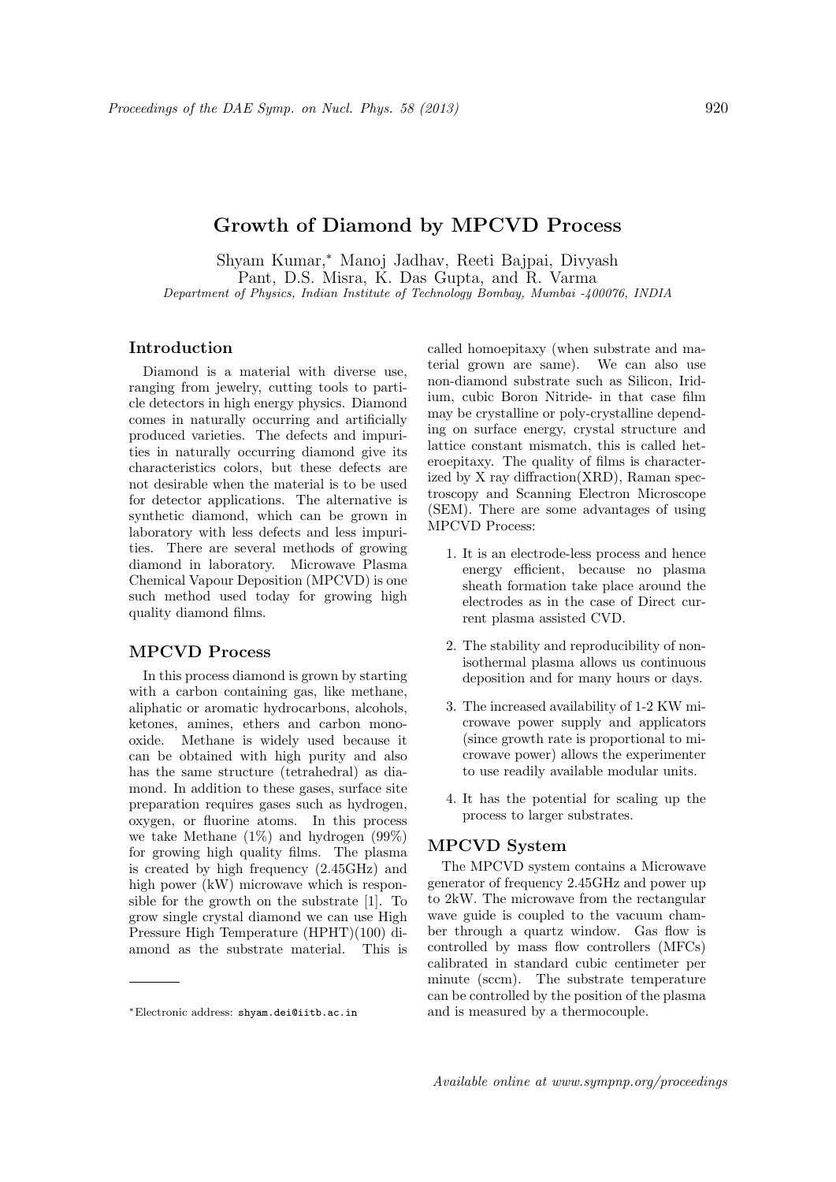# Growth of Diamond by MPCVD Process

Shyam Kumar,* Manoj Jadhav, Reeti Bajpai, Divyash Pant, D.S. Misra, K. Das Gupta, and R. Varma

*Department of Physics, Indian Institute of Technology Bombay, Mumbai -400076, INDIA*

## Introduction

Diamond is a material with diverse use, ranging from jewelry, cutting tools to particle detectors in high energy physics. Diamond comes in naturally occurring and artificially produced varieties. The defects and impurities in naturally occurring diamond give its characteristics colors, but these defects are not desirable when the material is to be used for detector applications. The alternative is synthetic diamond, which can be grown in laboratory with less defects and less impurities. There are several methods of growing diamond in laboratory. Microwave Plasma Chemical Vapour Deposition (MPCVD) is one such method used today for growing high quality diamond films.

## MPCVD Process

In this process diamond is grown by starting with a carbon containing gas, like methane, aliphatic or aromatic hydrocarbons, alcohols, ketones, amines, ethers and carbon monoxide. Methane is widely used because it can be obtained with high purity and also has the same structure (tetrahedral) as diamond. In addition to these gases, surface site preparation requires gases such as hydrogen, oxygen, or fluorine atoms. In this process we take Methane (1%) and hydrogen (99%) for growing high quality films. The plasma is created by high frequency (2.45GHz) and high power (kW) microwave which is responsible for the growth on the substrate [1]. To grow single crystal diamond we can use High Pressure High Temperature (HPHT)(100) diamond as the substrate material. This is called homoepitaxy (when substrate and material grown are same). We can also use non-diamond substrate such as Silicon, Iridium, cubic Boron Nitride- in that case film may be crystalline or poly-crystalline depending on surface energy, crystal structure and lattice constant mismatch, this is called heteroepitaxy. The quality of films is characterized by X ray diffraction(XRD), Raman spectroscopy and Scanning Electron Microscope (SEM). There are some advantages of using MPCVD Process:

1. It is an electrode-less process and hence energy efficient, because no plasma sheath formation take place around the electrodes as in the case of Direct current plasma assisted CVD.
2. The stability and reproducibility of non-isothermal plasma allows us continuous deposition and for many hours or days.
3. The increased availability of 1-2 KW microwave power supply and applicators (since growth rate is proportional to microwave power) allows the experimenter to use readily available modular units.
4. It has the potential for scaling up the process to larger substrates.

## MPCVD System

The MPCVD system contains a Microwave generator of frequency 2.45GHz and power up to 2kW. The microwave from the rectangular wave guide is coupled to the vacuum chamber through a quartz window. Gas flow is controlled by mass flow controllers (MFCs) calibrated in standard cubic centimeter per minute (sccm). The substrate temperature can be controlled by the position of the plasma and is measured by a thermocouple.

---

*Electronic address: shyam.dei@iitb.ac.in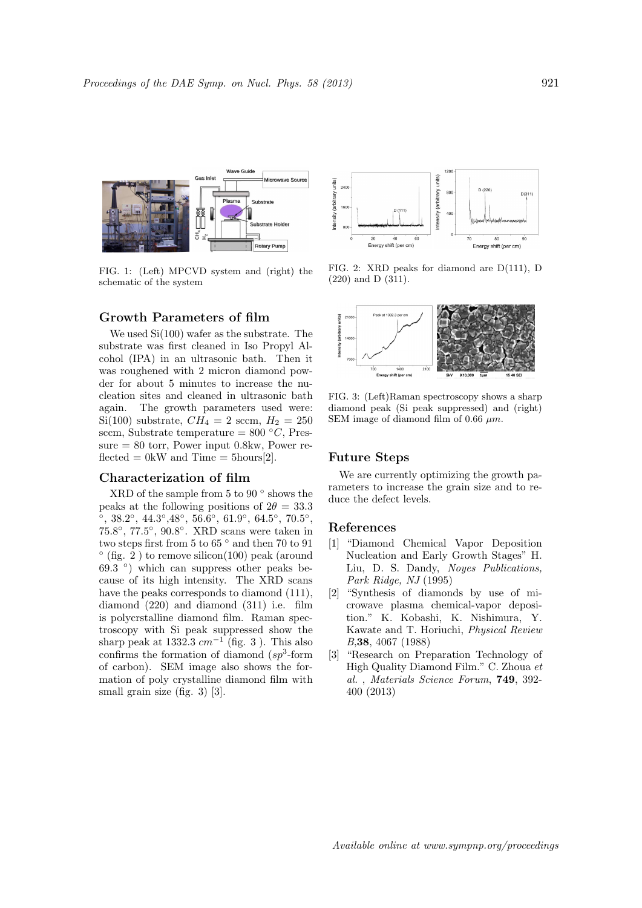Gas Inlet
Wave Guide
Microwave Source
Plasma
Substrate
Substrate Holder
Rotary Pump
$CH_4$
$H_2$

FIG. 1: (Left) MPCVD system and (right) the schematic of the system

## Growth Parameters of film

We used Si(100) wafer as the substrate. The substrate was first cleaned in Iso Propyl Alcohol (IPA) in an ultrasonic bath. Then it was roughened with 2 micron diamond powder for about 5 minutes to increase the nucleation sites and cleaned in ultrasonic bath again. The growth parameters used were: Si(100) substrate, $CH_4$ = 2 sccm, $H_2$ = 250 sccm, Substrate temperature = 800 $^{\circ}C$, Pressure = 80 torr, Power input 0.8kw, Power reflected = 0kW and Time = 5hours[2].

## Characterization of film

XRD of the sample from 5 to 90 ° shows the peaks at the following positions of $2\theta$ = 33.3 °, 38.2°, 44.3°,48°, 56.6°, 61.9°, 64.5°, 70.5°, 75.8°, 77.5°, 90.8°. XRD scans were taken in two steps first from 5 to 65 ° and then 70 to 91 ° (fig. 2 ) to remove silicon(100) peak (around 69.3 °) which can suppress other peaks because of its high intensity. The XRD scans have the peaks corresponds to diamond (111), diamond (220) and diamond (311) i.e. film is polycrstalline diamond film. Raman spectroscopy with Si peak suppressed show the sharp peak at 1332.3 $cm^{-1}$ (fig. 3 ). This also confirms the formation of diamond ($sp^3$-form of carbon). SEM image also shows the formation of poly crystalline diamond film with small grain size (fig. 3) [3].

Intensity (arbitrary units)
2400
1600
800
0
20
40
60
D (111)
Energy shift (per cm)

Intensity (arbitrary units)
1200
800
400
0
70
80
90
D (220)
D(311)
Energy shift (per cm)

FIG. 2: XRD peaks for diamond are D(111), D (220) and D (311).

Intensity (arbitrary units)
Peak at 1332.3 per cm
21000
14000
7000
700
1400
2100
Energy shift (per cm)

5kV X10,000 1μm 15 40 SEI

FIG. 3: (Left)Raman spectroscopy shows a sharp diamond peak (Si peak suppressed) and (right) SEM image of diamond film of 0.66 $\mu m$.

## Future Steps

We are currently optimizing the growth parameters to increase the grain size and to reduce the defect levels.

## References

[1] "Diamond Chemical Vapor Deposition Nucleation and Early Growth Stages" H. Liu, D. S. Dandy, *Noyes Publications, Park Ridge, NJ* (1995)

[2] "Synthesis of diamonds by use of microwave plasma chemical-vapor deposition." K. Kobashi, K. Nishimura, Y. Kawate and T. Horiuchi, *Physical Review B*,**38**, 4067 (1988)

[3] "Research on Preparation Technology of High Quality Diamond Film." C. Zhoua *et al.* , *Materials Science Forum*, **749**, 392-400 (2013)